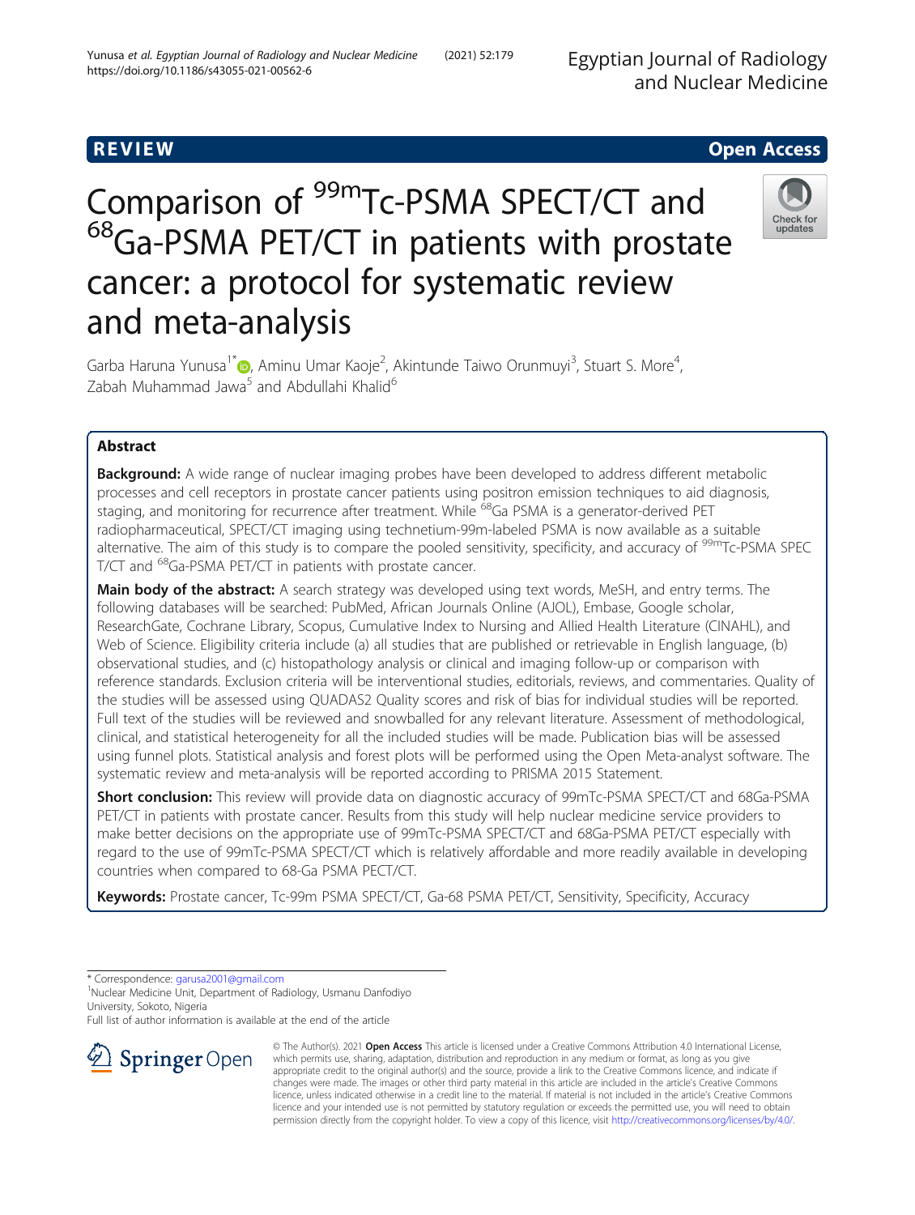REVIEW Open Access

# Comparison of $^{99m}$Tc-PSMA SPECT/CT and $^{68}$Ga-PSMA PET/CT in patients with prostate cancer: a protocol for systematic review and meta-analysis

Garba Haruna Yunusa[1*], Aminu Umar Kaoje[2], Akintunde Taiwo Orunmuyi[3], Stuart S. More[4], Zabah Muhammad Jawa[5] and Abdullahi Khalid[6]

## Abstract

**Background:** A wide range of nuclear imaging probes have been developed to address different metabolic processes and cell receptors in prostate cancer patients using positron emission techniques to aid diagnosis, staging, and monitoring for recurrence after treatment. While $^{68}$Ga PSMA is a generator-derived PET radiopharmaceutical, SPECT/CT imaging using technetium-99m-labeled PSMA is now available as a suitable alternative. The aim of this study is to compare the pooled sensitivity, specificity, and accuracy of $^{99m}$Tc-PSMA SPEC T/CT and $^{68}$Ga-PSMA PET/CT in patients with prostate cancer.

**Main body of the abstract:** A search strategy was developed using text words, MeSH, and entry terms. The following databases will be searched: PubMed, African Journals Online (AJOL), Embase, Google scholar, ResearchGate, Cochrane Library, Scopus, Cumulative Index to Nursing and Allied Health Literature (CINAHL), and Web of Science. Eligibility criteria include (a) all studies that are published or retrievable in English language, (b) observational studies, and (c) histopathology analysis or clinical and imaging follow-up or comparison with reference standards. Exclusion criteria will be interventional studies, editorials, reviews, and commentaries. Quality of the studies will be assessed using QUADAS2 Quality scores and risk of bias for individual studies will be reported. Full text of the studies will be reviewed and snowballed for any relevant literature. Assessment of methodological, clinical, and statistical heterogeneity for all the included studies will be made. Publication bias will be assessed using funnel plots. Statistical analysis and forest plots will be performed using the Open Meta-analyst software. The systematic review and meta-analysis will be reported according to PRISMA 2015 Statement.

**Short conclusion:** This review will provide data on diagnostic accuracy of 99mTc-PSMA SPECT/CT and 68Ga-PSMA PET/CT in patients with prostate cancer. Results from this study will help nuclear medicine service providers to make better decisions on the appropriate use of 99mTc-PSMA SPECT/CT and 68Ga-PSMA PET/CT especially with regard to the use of 99mTc-PSMA SPECT/CT which is relatively affordable and more readily available in developing countries when compared to 68-Ga PSMA PECT/CT.

**Keywords:** Prostate cancer, Tc-99m PSMA SPECT/CT, Ga-68 PSMA PET/CT, Sensitivity, Specificity, Accuracy

\* Correspondence: garusa2001@gmail.com

[1]Nuclear Medicine Unit, Department of Radiology, Usmanu Danfodiyo University, Sokoto, Nigeria

Full list of author information is available at the end of the article

© The Author(s). 2021 **Open Access** This article is licensed under a Creative Commons Attribution 4.0 International License, which permits use, sharing, adaptation, distribution and reproduction in any medium or format, as long as you give appropriate credit to the original author(s) and the source, provide a link to the Creative Commons licence, and indicate if changes were made. The images or other third party material in this article are included in the article's Creative Commons licence, unless indicated otherwise in a credit line to the material. If material is not included in the article's Creative Commons licence and your intended use is not permitted by statutory regulation or exceeds the permitted use, you will need to obtain permission directly from the copyright holder. To view a copy of this licence, visit http://creativecommons.org/licenses/by/4.0/.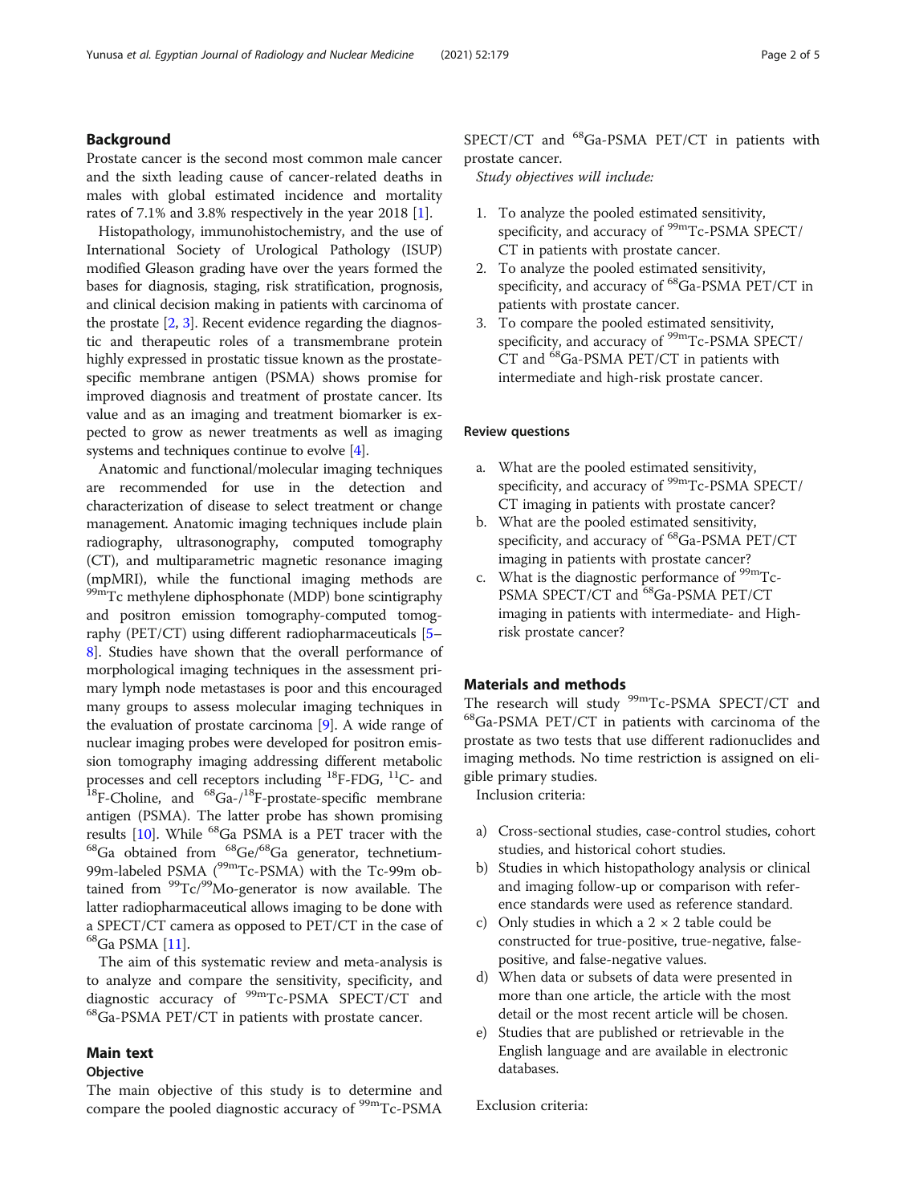## Background

Prostate cancer is the second most common male cancer and the sixth leading cause of cancer-related deaths in males with global estimated incidence and mortality rates of 7.1% and 3.8% respectively in the year 2018 [1].

Histopathology, immunohistochemistry, and the use of International Society of Urological Pathology (ISUP) modified Gleason grading have over the years formed the bases for diagnosis, staging, risk stratification, prognosis, and clinical decision making in patients with carcinoma of the prostate [2, 3]. Recent evidence regarding the diagnostic and therapeutic roles of a transmembrane protein highly expressed in prostatic tissue known as the prostate-specific membrane antigen (PSMA) shows promise for improved diagnosis and treatment of prostate cancer. Its value and as an imaging and treatment biomarker is expected to grow as newer treatments as well as imaging systems and techniques continue to evolve [4].

Anatomic and functional/molecular imaging techniques are recommended for use in the detection and characterization of disease to select treatment or change management. Anatomic imaging techniques include plain radiography, ultrasonography, computed tomography (CT), and multiparametric magnetic resonance imaging (mpMRI), while the functional imaging methods are $^{99m}$Tc methylene diphosphonate (MDP) bone scintigraphy and positron emission tomography-computed tomography (PET/CT) using different radiopharmaceuticals [5–8]. Studies have shown that the overall performance of morphological imaging techniques in the assessment primary lymph node metastases is poor and this encouraged many groups to assess molecular imaging techniques in the evaluation of prostate carcinoma [9]. A wide range of nuclear imaging probes were developed for positron emission tomography imaging addressing different metabolic processes and cell receptors including $^{18}$F-FDG, $^{11}$C- and $^{18}$F-Choline, and $^{68}$Ga-/$^{18}$F-prostate-specific membrane antigen (PSMA). The latter probe has shown promising results [10]. While $^{68}$Ga PSMA is a PET tracer with the $^{68}$Ga obtained from $^{68}$Ge/$^{68}$Ga generator, technetium-99m-labeled PSMA ($^{99m}$Tc-PSMA) with the Tc-99m obtained from $^{99}$Tc/$^{99}$Mo-generator is now available. The latter radiopharmaceutical allows imaging to be done with a SPECT/CT camera as opposed to PET/CT in the case of $^{68}$Ga PSMA [11].

The aim of this systematic review and meta-analysis is to analyze and compare the sensitivity, specificity, and diagnostic accuracy of $^{99m}$Tc-PSMA SPECT/CT and $^{68}$Ga-PSMA PET/CT in patients with prostate cancer.

## Main text

### Objective

The main objective of this study is to determine and compare the pooled diagnostic accuracy of $^{99m}$Tc-PSMA SPECT/CT and $^{68}$Ga-PSMA PET/CT in patients with prostate cancer.

*Study objectives will include:*

1. To analyze the pooled estimated sensitivity, specificity, and accuracy of $^{99m}$Tc-PSMA SPECT/CT in patients with prostate cancer.
2. To analyze the pooled estimated sensitivity, specificity, and accuracy of $^{68}$Ga-PSMA PET/CT in patients with prostate cancer.
3. To compare the pooled estimated sensitivity, specificity, and accuracy of $^{99m}$Tc-PSMA SPECT/CT and $^{68}$Ga-PSMA PET/CT in patients with intermediate and high-risk prostate cancer.

### Review questions

a. What are the pooled estimated sensitivity, specificity, and accuracy of $^{99m}$Tc-PSMA SPECT/CT imaging in patients with prostate cancer?
b. What are the pooled estimated sensitivity, specificity, and accuracy of $^{68}$Ga-PSMA PET/CT imaging in patients with prostate cancer?
c. What is the diagnostic performance of $^{99m}$Tc-PSMA SPECT/CT and $^{68}$Ga-PSMA PET/CT imaging in patients with intermediate- and High-risk prostate cancer?

## Materials and methods

The research will study $^{99m}$Tc-PSMA SPECT/CT and $^{68}$Ga-PSMA PET/CT in patients with carcinoma of the prostate as two tests that use different radionuclides and imaging methods. No time restriction is assigned on eligible primary studies.

Inclusion criteria:

a) Cross-sectional studies, case-control studies, cohort studies, and historical cohort studies.
b) Studies in which histopathology analysis or clinical and imaging follow-up or comparison with reference standards were used as reference standard.
c) Only studies in which a 2 × 2 table could be constructed for true-positive, true-negative, false-positive, and false-negative values.
d) When data or subsets of data were presented in more than one article, the article with the most detail or the most recent article will be chosen.
e) Studies that are published or retrievable in the English language and are available in electronic databases.

Exclusion criteria: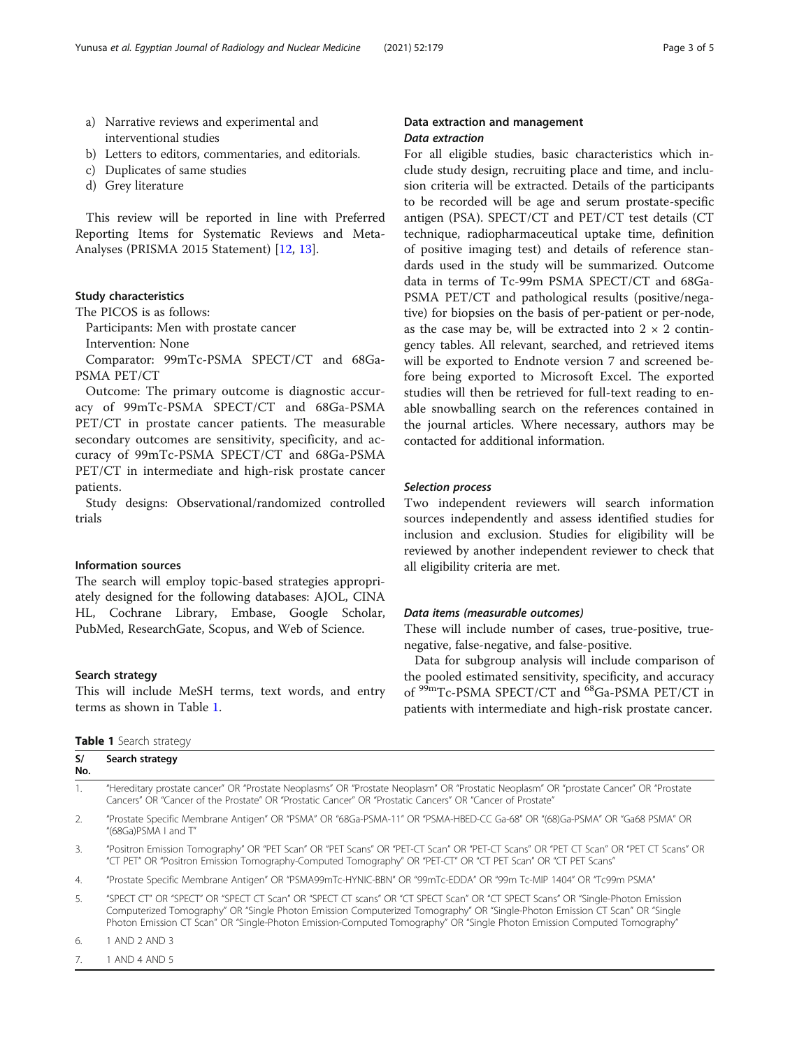a) Narrative reviews and experimental and interventional studies
b) Letters to editors, commentaries, and editorials.
c) Duplicates of same studies
d) Grey literature

This review will be reported in line with Preferred Reporting Items for Systematic Reviews and Meta-Analyses (PRISMA 2015 Statement) [12, 13].

## Study characteristics

The PICOS is as follows:

Participants: Men with prostate cancer

Intervention: None

Comparator: 99mTc-PSMA SPECT/CT and 68Ga-PSMA PET/CT

Outcome: The primary outcome is diagnostic accuracy of 99mTc-PSMA SPECT/CT and 68Ga-PSMA PET/CT in prostate cancer patients. The measurable secondary outcomes are sensitivity, specificity, and accuracy of 99mTc-PSMA SPECT/CT and 68Ga-PSMA PET/CT in intermediate and high-risk prostate cancer patients.

Study designs: Observational/randomized controlled trials

## Information sources

The search will employ topic-based strategies appropriately designed for the following databases: AJOL, CINAHL, Cochrane Library, Embase, Google Scholar, PubMed, ResearchGate, Scopus, and Web of Science.

## Search strategy

This will include MeSH terms, text words, and entry terms as shown in Table 1.

## Data extraction and management

### Data extraction

For all eligible studies, basic characteristics which include study design, recruiting place and time, and inclusion criteria will be extracted. Details of the participants to be recorded will be age and serum prostate-specific antigen (PSA). SPECT/CT and PET/CT test details (CT technique, radiopharmaceutical uptake time, definition of positive imaging test) and details of reference standards used in the study will be summarized. Outcome data in terms of Tc-99m PSMA SPECT/CT and 68Ga-PSMA PET/CT and pathological results (positive/negative) for biopsies on the basis of per-patient or per-node, as the case may be, will be extracted into $2 \times 2$ contingency tables. All relevant, searched, and retrieved items will be exported to Endnote version 7 and screened before being exported to Microsoft Excel. The exported studies will then be retrieved for full-text reading to enable snowballing search on the references contained in the journal articles. Where necessary, authors may be contacted for additional information.

### Selection process

Two independent reviewers will search information sources independently and assess identified studies for inclusion and exclusion. Studies for eligibility will be reviewed by another independent reviewer to check that all eligibility criteria are met.

### Data items (measurable outcomes)

These will include number of cases, true-positive, true-negative, false-negative, and false-positive.

Data for subgroup analysis will include comparison of the pooled estimated sensitivity, specificity, and accuracy of $^{99m}$Tc-PSMA SPECT/CT and $^{68}$Ga-PSMA PET/CT in patients with intermediate and high-risk prostate cancer.

**Table 1** Search strategy

| S/No. | Search strategy |
|---|---|
| 1. | "Hereditary prostate cancer" OR "Prostate Neoplasms" OR "Prostate Neoplasm" OR "Prostatic Neoplasm" OR "prostate Cancer" OR "Prostate Cancers" OR "Cancer of the Prostate" OR "Prostatic Cancer" OR "Prostatic Cancers" OR "Cancer of Prostate" |
| 2. | "Prostate Specific Membrane Antigen" OR "PSMA" OR "68Ga-PSMA-11" OR "PSMA-HBED-CC Ga-68" OR "(68)Ga-PSMA" OR "Ga68 PSMA" OR "(68Ga)PSMA I and T" |
| 3. | "Positron Emission Tomography" OR "PET Scan" OR "PET Scans" OR "PET-CT Scan" OR "PET-CT Scans" OR "PET CT Scan" OR "PET CT Scans" OR "CT PET" OR "Positron Emission Tomography-Computed Tomography" OR "PET-CT" OR "CT PET Scan" OR "CT PET Scans" |
| 4. | "Prostate Specific Membrane Antigen" OR "PSMA99mTc-HYNIC-BBN" OR "99mTc-EDDA" OR "99m Tc-MIP 1404" OR "Tc99m PSMA" |
| 5. | "SPECT CT" OR "SPECT" OR "SPECT CT Scan" OR "SPECT CT scans" OR "CT SPECT Scan" OR "CT SPECT Scans" OR "Single-Photon Emission Computerized Tomography" OR "Single Photon Emission Computerized Tomography" OR "Single-Photon Emission CT Scan" OR "Single Photon Emission CT Scan" OR "Single-Photon Emission-Computed Tomography" OR "Single Photon Emission Computed Tomography" |
| 6. | 1 AND 2 AND 3 |
| 7. | 1 AND 4 AND 5 |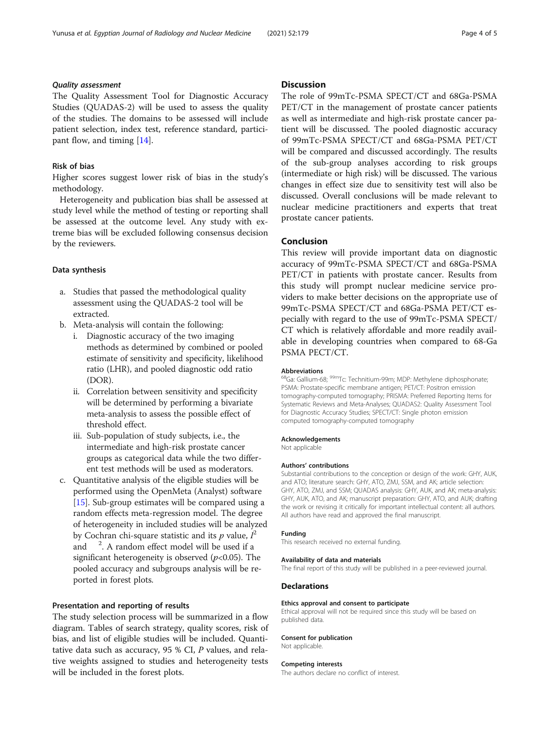### *Quality assessment*

The Quality Assessment Tool for Diagnostic Accuracy Studies (QUADAS-2) will be used to assess the quality of the studies. The domains to be assessed will include patient selection, index test, reference standard, participant flow, and timing [14].

### Risk of bias

Higher scores suggest lower risk of bias in the study's methodology.

Heterogeneity and publication bias shall be assessed at study level while the method of testing or reporting shall be assessed at the outcome level. Any study with extreme bias will be excluded following consensus decision by the reviewers.

### Data synthesis

a. Studies that passed the methodological quality assessment using the QUADAS-2 tool will be extracted.
b. Meta-analysis will contain the following:
   i. Diagnostic accuracy of the two imaging methods as determined by combined or pooled estimate of sensitivity and specificity, likelihood ratio (LHR), and pooled diagnostic odd ratio (DOR).
   ii. Correlation between sensitivity and specificity will be determined by performing a bivariate meta-analysis to assess the possible effect of threshold effect.
   iii. Sub-population of study subjects, i.e., the intermediate and high-risk prostate cancer groups as categorical data while the two different test methods will be used as moderators.
c. Quantitative analysis of the eligible studies will be performed using the OpenMeta (Analyst) software [15]. Sub-group estimates will be compared using a random effects meta-regression model. The degree of heterogeneity in included studies will be analyzed by Cochran chi-square statistic and its $p$ value, $I^2$ and $^2$. A random effect model will be used if a significant heterogeneity is observed ($p$<0.05). The pooled accuracy and subgroups analysis will be reported in forest plots.

### Presentation and reporting of results

The study selection process will be summarized in a flow diagram. Tables of search strategy, quality scores, risk of bias, and list of eligible studies will be included. Quantitative data such as accuracy, 95 % CI, $P$ values, and relative weights assigned to studies and heterogeneity tests will be included in the forest plots.

## Discussion

The role of 99mTc-PSMA SPECT/CT and 68Ga-PSMA PET/CT in the management of prostate cancer patients as well as intermediate and high-risk prostate cancer patient will be discussed. The pooled diagnostic accuracy of 99mTc-PSMA SPECT/CT and 68Ga-PSMA PET/CT will be compared and discussed accordingly. The results of the sub-group analyses according to risk groups (intermediate or high risk) will be discussed. The various changes in effect size due to sensitivity test will also be discussed. Overall conclusions will be made relevant to nuclear medicine practitioners and experts that treat prostate cancer patients.

## Conclusion

This review will provide important data on diagnostic accuracy of 99mTc-PSMA SPECT/CT and 68Ga-PSMA PET/CT in patients with prostate cancer. Results from this study will prompt nuclear medicine service providers to make better decisions on the appropriate use of 99mTc-PSMA SPECT/CT and 68Ga-PSMA PET/CT especially with regard to the use of 99mTc-PSMA SPECT/CT which is relatively affordable and more readily available in developing countries when compared to 68-Ga PSMA PECT/CT.

#### Abbreviations

$^{68}$Ga: Gallium-68; $^{99m}$Tc: Technitium-99m; MDP: Methylene diphosphonate; PSMA: Prostate-specific membrane antigen; PET/CT: Positron emission tomography-computed tomography; PRISMA: Preferred Reporting Items for Systematic Reviews and Meta-Analyses; QUADAS2: Quality Assessment Tool for Diagnostic Accuracy Studies; SPECT/CT: Single photon emission computed tomography-computed tomography

#### Acknowledgements

Not applicable

#### Authors' contributions

Substantial contributions to the conception or design of the work: GHY, AUK, and ATO; literature search: GHY, ATO, ZMJ, SSM, and AK; article selection: GHY, ATO, ZMJ, and SSM; QUADAS analysis: GHY, AUK, and AK; meta-analysis: GHY, AUK, ATO, and AK; manuscript preparation: GHY, ATO, and AUK; drafting the work or revising it critically for important intellectual content: all authors. All authors have read and approved the final manuscript.

#### Funding

This research received no external funding.

#### Availability of data and materials

The final report of this study will be published in a peer-reviewed journal.

## Declarations

#### Ethics approval and consent to participate

Ethical approval will not be required since this study will be based on published data.

#### Consent for publication

Not applicable.

#### Competing interests

The authors declare no conflict of interest.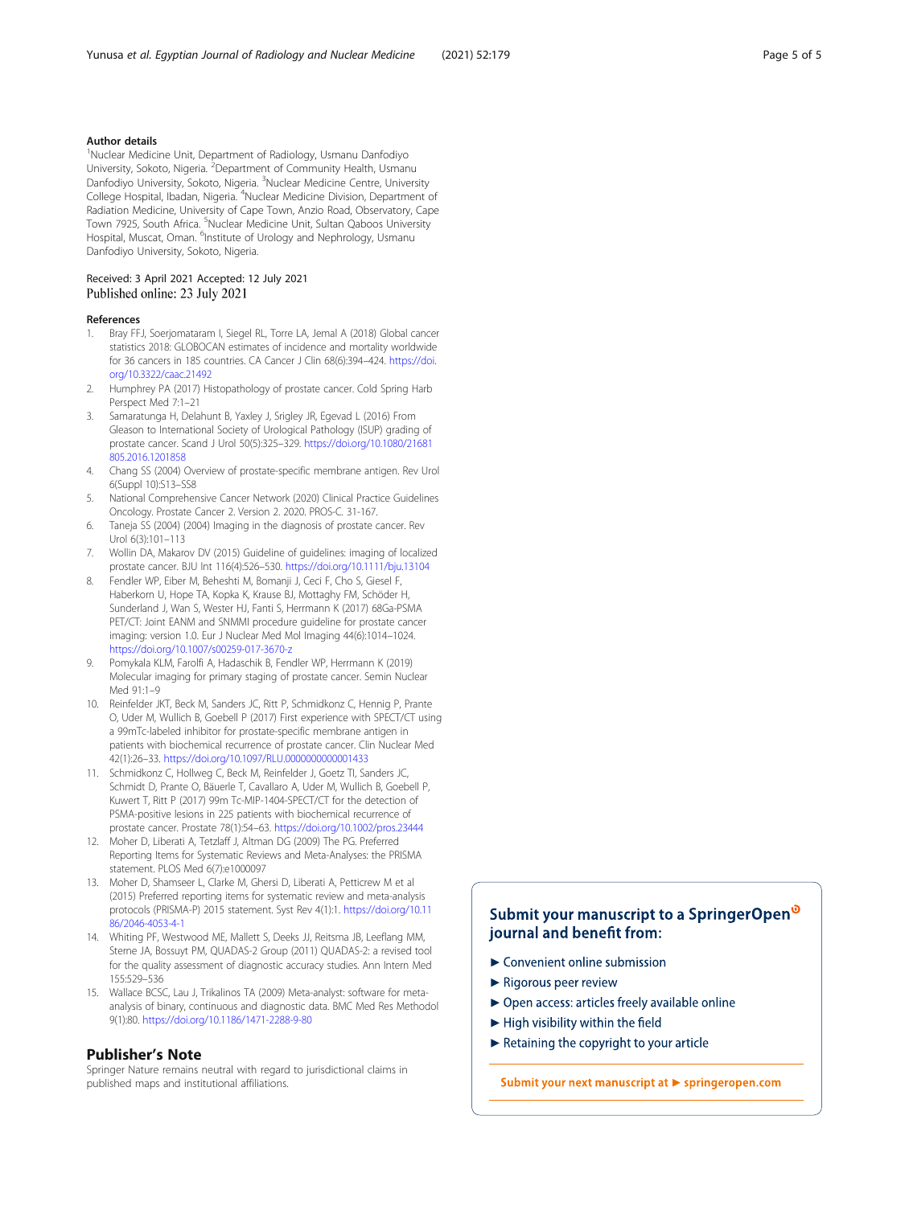#### Author details

[1]Nuclear Medicine Unit, Department of Radiology, Usmanu Danfodiyo University, Sokoto, Nigeria. [2]Department of Community Health, Usmanu Danfodiyo University, Sokoto, Nigeria. [3]Nuclear Medicine Centre, University College Hospital, Ibadan, Nigeria. [4]Nuclear Medicine Division, Department of Radiation Medicine, University of Cape Town, Anzio Road, Observatory, Cape Town 7925, South Africa. [5]Nuclear Medicine Unit, Sultan Qaboos University Hospital, Muscat, Oman. [6]Institute of Urology and Nephrology, Usmanu Danfodiyo University, Sokoto, Nigeria.

Received: 3 April 2021 Accepted: 12 July 2021
Published online: 23 July 2021

#### References

1. Bray FFJ, Soerjomataram I, Siegel RL, Torre LA, Jemal A (2018) Global cancer statistics 2018: GLOBOCAN estimates of incidence and mortality worldwide for 36 cancers in 185 countries. CA Cancer J Clin 68(6):394–424. https://doi.org/10.3322/caac.21492
2. Humphrey PA (2017) Histopathology of prostate cancer. Cold Spring Harb Perspect Med 7:1–21
3. Samaratunga H, Delahunt B, Yaxley J, Srigley JR, Egevad L (2016) From Gleason to International Society of Urological Pathology (ISUP) grading of prostate cancer. Scand J Urol 50(5):325–329. https://doi.org/10.1080/21681805.2016.1201858
4. Chang SS (2004) Overview of prostate-specific membrane antigen. Rev Urol 6(Suppl 10):S13–SS8
5. National Comprehensive Cancer Network (2020) Clinical Practice Guidelines Oncology. Prostate Cancer 2. Version 2. 2020. PROS-C. 31-167.
6. Taneja SS (2004) (2004) Imaging in the diagnosis of prostate cancer. Rev Urol 6(3):101–113
7. Wollin DA, Makarov DV (2015) Guideline of guidelines: imaging of localized prostate cancer. BJU Int 116(4):526–530. https://doi.org/10.1111/bju.13104
8. Fendler WP, Eiber M, Beheshti M, Bomanji J, Ceci F, Cho S, Giesel F, Haberkorn U, Hope TA, Kopka K, Krause BJ, Mottaghy FM, Schöder H, Sunderland J, Wan S, Wester HJ, Fanti S, Herrmann K (2017) 68Ga-PSMA PET/CT: Joint EANM and SNMMI procedure guideline for prostate cancer imaging: version 1.0. Eur J Nuclear Med Mol Imaging 44(6):1014–1024. https://doi.org/10.1007/s00259-017-3670-z
9. Pomykala KLM, Farolfi A, Hadaschik B, Fendler WP, Herrmann K (2019) Molecular imaging for primary staging of prostate cancer. Semin Nuclear Med 91:1–9
10. Reinfelder JKT, Beck M, Sanders JC, Ritt P, Schmidkonz C, Hennig P, Prante O, Uder M, Wullich B, Goebell P (2017) First experience with SPECT/CT using a 99mTc-labeled inhibitor for prostate-specific membrane antigen in patients with biochemical recurrence of prostate cancer. Clin Nuclear Med 42(1):26–33. https://doi.org/10.1097/RLU.0000000000001433
11. Schmidkonz C, Hollweg C, Beck M, Reinfelder J, Goetz TI, Sanders JC, Schmidt D, Prante O, Bäuerle T, Cavallaro A, Uder M, Wullich B, Goebell P, Kuwert T, Ritt P (2017) 99m Tc-MIP-1404-SPECT/CT for the detection of PSMA-positive lesions in 225 patients with biochemical recurrence of prostate cancer. Prostate 78(1):54–63. https://doi.org/10.1002/pros.23444
12. Moher D, Liberati A, Tetzlaff J, Altman DG (2009) The PG. Preferred Reporting Items for Systematic Reviews and Meta-Analyses: the PRISMA statement. PLOS Med 6(7):e1000097
13. Moher D, Shamseer L, Clarke M, Ghersi D, Liberati A, Petticrew M et al (2015) Preferred reporting items for systematic review and meta-analysis protocols (PRISMA-P) 2015 statement. Syst Rev 4(1):1. https://doi.org/10.1186/2046-4053-4-1
14. Whiting PF, Westwood ME, Mallett S, Deeks JJ, Reitsma JB, Leeflang MM, Sterne JA, Bossuyt PM, QUADAS-2 Group (2011) QUADAS-2: a revised tool for the quality assessment of diagnostic accuracy studies. Ann Intern Med 155:529–536
15. Wallace BCSC, Lau J, Trikalinos TA (2009) Meta-analyst: software for meta-analysis of binary, continuous and diagnostic data. BMC Med Res Methodol 9(1):80. https://doi.org/10.1186/1471-2288-9-80

## Publisher's Note

Springer Nature remains neutral with regard to jurisdictional claims in published maps and institutional affiliations.

**Submit your manuscript to a SpringerOpen journal and benefit from:**

- ► Convenient online submission
- ► Rigorous peer review
- ► Open access: articles freely available online
- ► High visibility within the field
- ► Retaining the copyright to your article

**Submit your next manuscript at ► springeropen.com**